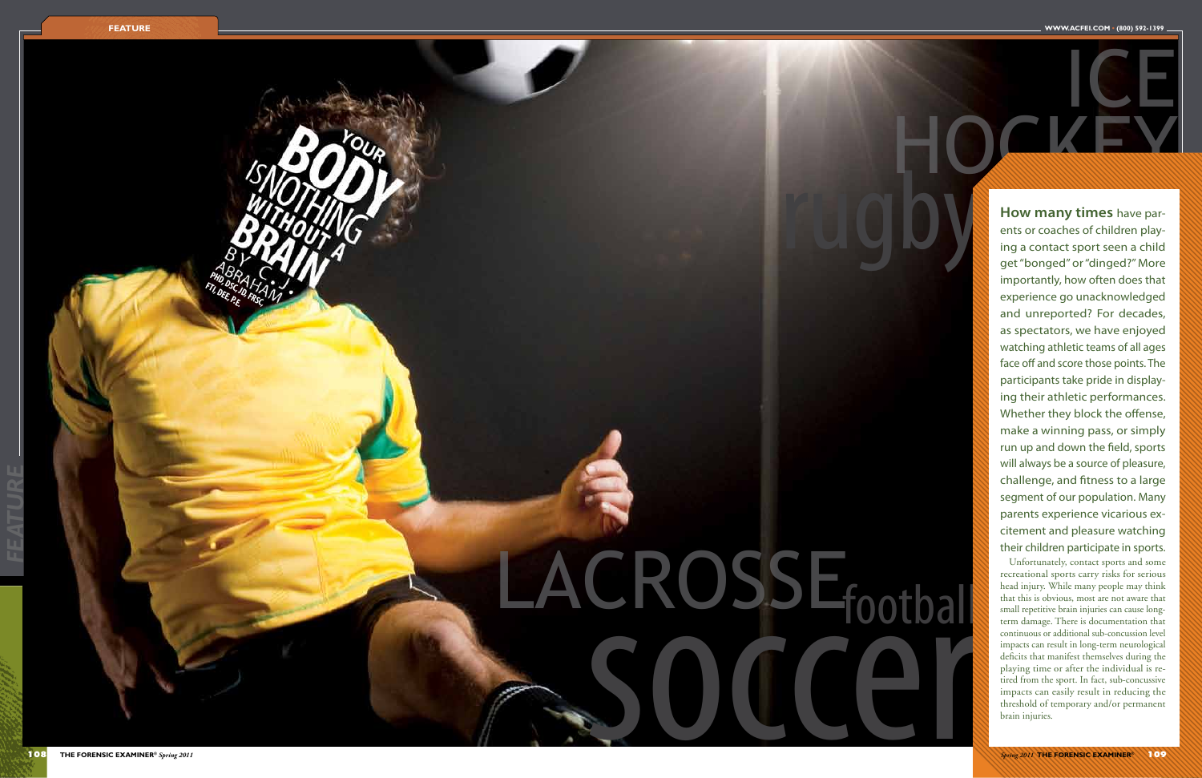# Your Body Is Nothing Without a Brain

By C.J. Abraham, PhD, DSc, JD, FRSC, FTI, DEE, P.E.

**How many times** have parents or coaches of children playing a contact sport seen a child get "bonged" or "dinged?" More importantly, how often does that experience go unacknowledged and unreported? For decades, as spectators, we have enjoyed watching athletic teams of all ages face off and score those points. The participants take pride in displaying their athletic performances. Whether they block the offense, make a winning pass, or simply run up and down the field, sports will always be a source of pleasure, challenge, and fitness to a large segment of our population. Many parents experience vicarious excitement and pleasure watching their children participate in sports.

Unfortunately, contact sports and some recreational sports carry risks for serious head injury. While many people may think that this is obvious, most are not aware that small repetitive brain injuries can cause long-term damage. There is documentation that continuous or additional sub-concussion level impacts can result in long-term neurological deficits that manifest themselves during the playing time or after the individual is retired from the sport. In fact, sub-concussive impacts can easily result in reducing the threshold of temporary and/or permanent brain injuries.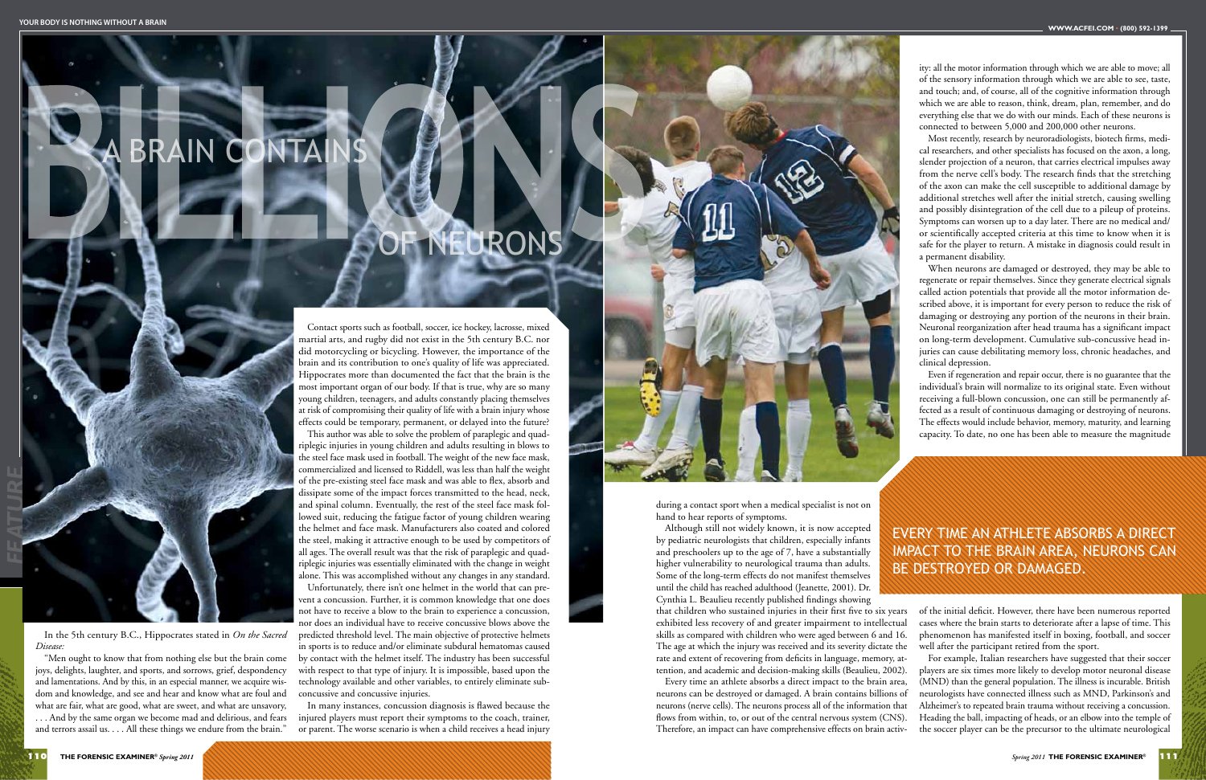# A BRAIN CONTAINS BILLIONS OF NEURONS

In the 5th century B.C., Hippocrates stated in *On the Sacred Disease:*

"Men ought to know that from nothing else but the brain come joys, delights, laughter, and sports, and sorrows, grief, despondency and lamentations. And by this, in an especial manner, we acquire wisdom and knowledge, and see and hear and know what are foul and what are fair, what are good, what are sweet, and what are unsavory, . . . And by the same organ we become mad and delirious, and fears and terrors assail us. . . . All these things we endure from the brain."

Contact sports such as football, soccer, ice hockey, lacrosse, mixed martial arts, and rugby did not exist in the 5th century B.C. nor did motorcycling or bicycling. However, the importance of the brain and its contribution to one's quality of life was appreciated. Hippocrates more than documented the fact that the brain is the most important organ of our body. If that is true, why are so many young children, teenagers, and adults constantly placing themselves at risk of compromising their quality of life with a brain injury whose effects could be temporary, permanent, or delayed into the future?

This author was able to solve the problem of paraplegic and quadriplegic injuries in young children and adults resulting in blows to the steel face mask used in football. The weight of the new face mask, commercialized and licensed to Riddell, was less than half the weight of the pre-existing steel face mask and was able to flex, absorb and dissipate some of the impact forces transmitted to the head, neck, and spinal column. Eventually, the rest of the steel face mask followed suit, reducing the fatigue factor of young children wearing the helmet and face mask. Manufacturers also coated and colored the steel, making it attractive enough to be used by competitors of all ages. The overall result was that the risk of paraplegic and quadriplegic injuries was essentially eliminated with the change in weight alone. This was accomplished without any changes in any standard.

Unfortunately, there isn't one helmet in the world that can prevent a concussion. Further, it is common knowledge that one does not have to receive a blow to the brain to experience a concussion, nor does an individual have to receive concussive blows above the predicted threshold level. The main objective of protective helmets in sports is to reduce and/or eliminate subdural hematomas caused by contact with the helmet itself. The industry has been successful with respect to that type of injury. It is impossible, based upon the technology available and other variables, to entirely eliminate sub-concussive and concussive injuries.

In many instances, concussion diagnosis is flawed because the injured players must report their symptoms to the coach, trainer, or parent. The worse scenario is when a child receives a head injury during a contact sport when a medical specialist is not on hand to hear reports of symptoms.

Although still not widely known, it is now accepted by pediatric neurologists that children, especially infants and preschoolers up to the age of 7, have a substantially higher vulnerability to neurological trauma than adults. Some of the long-term effects do not manifest themselves until the child has reached adulthood (Jeanette, 2001). Dr. Cynthia L. Beaulieu recently published findings showing that children who sustained injuries in their first five to six years exhibited less recovery of and greater impairment to intellectual skills as compared with children who were aged between 6 and 16. The age at which the injury was received and its severity dictate the rate and extent of recovering from deficits in language, memory, attention, and academic and decision-making skills (Beaulieu, 2002).

Every time an athlete absorbs a direct impact to the brain area, neurons can be destroyed or damaged. A brain contains billions of neurons (nerve cells). The neurons process all of the information that flows from within, to, or out of the central nervous system (CNS). Therefore, an impact can have comprehensive effects on brain activity: all the motor information through which we are able to move; all of the sensory information through which we are able to see, taste, and touch; and, of course, all of the cognitive information through which we are able to reason, think, dream, plan, remember, and do everything else that we do with our minds. Each of these neurons is connected to between 5,000 and 200,000 other neurons.

Most recently, research by neuroradiologists, biotech firms, medical researchers, and other specialists has focused on the axon, a long, slender projection of a neuron, that carries electrical impulses away from the nerve cell's body. The research finds that the stretching of the axon can make the cell susceptible to additional damage by additional stretches well after the initial stretch, causing swelling and possibly disintegration of the cell due to a pileup of proteins. Symptoms can worsen up to a day later. There are no medical and/or scientifically accepted criteria at this time to know when it is safe for the player to return. A mistake in diagnosis could result in a permanent disability.

When neurons are damaged or destroyed, they may be able to regenerate or repair themselves. Since they generate electrical signals called action potentials that provide all the motor information described above, it is important for every person to reduce the risk of damaging or destroying any portion of the neurons in their brain. Neuronal reorganization after head trauma has a significant impact on long-term development. Cumulative sub-concussive head injuries can cause debilitating memory loss, chronic headaches, and clinical depression.

Even if regeneration and repair occur, there is no guarantee that the individual's brain will normalize to its original state. Even without receiving a full-blown concussion, one can still be permanently affected as a result of continuous damaging or destroying of neurons. The effects would include behavior, memory, maturity, and learning capacity. To date, no one has been able to measure the magnitude of the initial deficit. However, there have been numerous reported cases where the brain starts to deteriorate after a lapse of time. This phenomenon has manifested itself in boxing, football, and soccer well after the participant retired from the sport.

**EVERY TIME AN ATHLETE ABSORBS A DIRECT IMPACT TO THE BRAIN AREA, NEURONS CAN BE DESTROYED OR DAMAGED.**

For example, Italian researchers have suggested that their soccer players are six times more likely to develop motor neuronal disease (MND) than the general population. The illness is incurable. British neurologists have connected illness such as MND, Parkinson's and Alzheimer's to repeated brain trauma without receiving a concussion. Heading the ball, impacting of heads, or an elbow into the temple of the soccer player can be the precursor to the ultimate neurological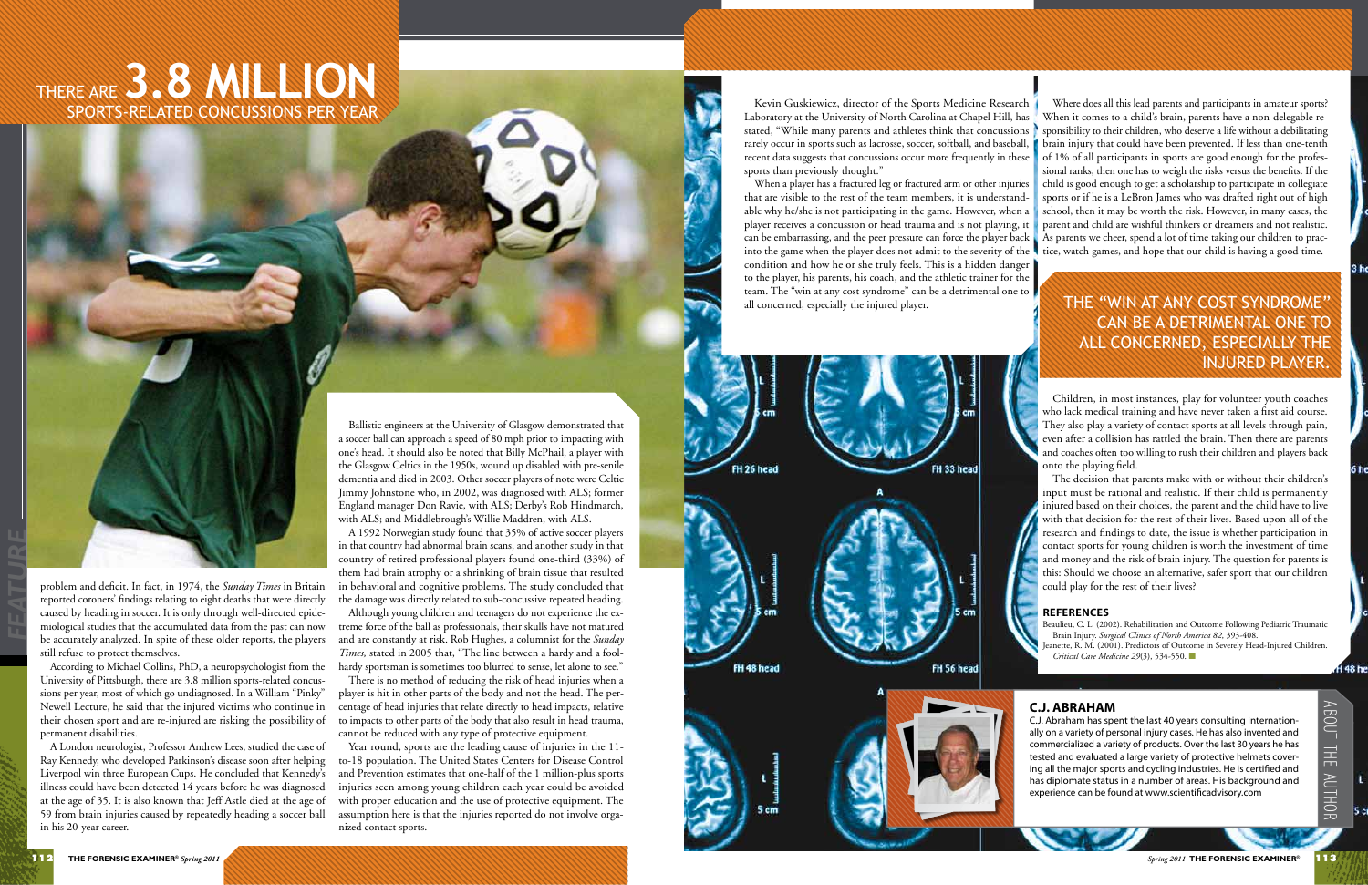# THERE ARE 3.8 MILLION SPORTS-RELATED CONCUSSIONS PER YEAR

problem and deficit. In fact, in 1974, the *Sunday Times* in Britain reported coroners' findings relating to eight deaths that were directly caused by heading in soccer. It is only through well-directed epidemiological studies that the accumulated data from the past can now be accurately analyzed. In spite of these older reports, the players still refuse to protect themselves.

According to Michael Collins, PhD, a neuropsychologist from the University of Pittsburgh, there are 3.8 million sports-related concussions per year, most of which go undiagnosed. In a William "Pinky" Newell Lecture, he said that the injured victims who continue in their chosen sport and are re-injured are risking the possibility of permanent disabilities.

A London neurologist, Professor Andrew Lees, studied the case of Ray Kennedy, who developed Parkinson's disease soon after helping Liverpool win three European Cups. He concluded that Kennedy's illness could have been detected 14 years before he was diagnosed at the age of 35. It is also known that Jeff Astle died at the age of 59 from brain injuries caused by repeatedly heading a soccer ball in his 20-year career.

Ballistic engineers at the University of Glasgow demonstrated that a soccer ball can approach a speed of 80 mph prior to impacting with one's head. It should also be noted that Billy McPhail, a player with the Glasgow Celtics in the 1950s, wound up disabled with pre-senile dementia and died in 2003. Other soccer players of note were Celtic Jimmy Johnstone who, in 2002, was diagnosed with ALS; former England manager Don Ravie, with ALS; Derby's Rob Hindmarch, with ALS; and Middlebrough's Willie Maddren, with ALS.

A 1992 Norwegian study found that 35% of active soccer players in that country had abnormal brain scans, and another study in that country of retired professional players found one-third (33%) of them had brain atrophy or a shrinking of brain tissue that resulted in behavioral and cognitive problems. The study concluded that the damage was directly related to sub-concussive repeated heading.

Although young children and teenagers do not experience the extreme force of the ball as professionals, their skulls have not matured and are constantly at risk. Rob Hughes, a columnist for the *Sunday Times,* stated in 2005 that, "The line between a hardy and a foolhardy sportsman is sometimes too blurred to sense, let alone to see."

There is no method of reducing the risk of head injuries when a player is hit in other parts of the body and not the head. The percentage of head injuries that relate directly to head impacts, relative to impacts to other parts of the body that also result in head trauma, cannot be reduced with any type of protective equipment.

Year round, sports are the leading cause of injuries in the 11-to-18 population. The United States Centers for Disease Control and Prevention estimates that one-half of the 1 million-plus sports injuries seen among young children each year could be avoided with proper education and the use of protective equipment. The assumption here is that the injuries reported do not involve organized contact sports.

Kevin Guskiewicz, director of the Sports Medicine Research Laboratory at the University of North Carolina at Chapel Hill, has stated, "While many parents and athletes think that concussions rarely occur in sports such as lacrosse, soccer, softball, and baseball, recent data suggests that concussions occur more frequently in these sports than previously thought."

When a player has a fractured leg or fractured arm or other injuries that are visible to the rest of the team members, it is understandable why he/she is not participating in the game. However, when a player receives a concussion or head trauma and is not playing, it can be embarrassing, and the peer pressure can force the player back into the game when the player does not admit to the severity of the condition and how he or she truly feels. This is a hidden danger to the player, his parents, his coach, and the athletic trainer for the team. The "win at any cost syndrome" can be a detrimental one to all concerned, especially the injured player.

Where does all this lead parents and participants in amateur sports? When it comes to a child's brain, parents have a non-delegable responsibility to their children, who deserve a life without a debilitating brain injury that could have been prevented. If less than one-tenth of 1% of all participants in sports are good enough for the professional ranks, then one has to weigh the risks versus the benefits. If the child is good enough to get a scholarship to participate in collegiate sports or if he is a LeBron James who was drafted right out of high school, then it may be worth the risk. However, in many cases, the parent and child are wishful thinkers or dreamers and not realistic. As parents we cheer, spend a lot of time taking our children to practice, watch games, and hope that our child is having a good time.

## THE "WIN AT ANY COST SYNDROME" CAN BE A DETRIMENTAL ONE TO ALL CONCERNED, ESPECIALLY THE INJURED PLAYER.

Children, in most instances, play for volunteer youth coaches who lack medical training and have never taken a first aid course. They also play a variety of contact sports at all levels through pain, even after a collision has rattled the brain. Then there are parents and coaches often too willing to rush their children and players back onto the playing field.

The decision that parents make with or without their children's input must be rational and realistic. If their child is permanently injured based on their choices, the parent and the child have to live with that decision for the rest of their lives. Based upon all of the research and findings to date, the issue is whether participation in contact sports for young children is worth the investment of time and money and the risk of brain injury. The question for parents is this: Should we choose an alternative, safer sport that our children could play for the rest of their lives?

### REFERENCES

Beaulieu, C. L. (2002). Rehabilitation and Outcome Following Pediatric Traumatic Brain Injury. *Surgical Clinics of North America 82*, 393-408.

Jeanette, R. M. (2001). Predictors of Outcome in Severely Head-Injured Children. *Critical Care Medicine 29*(3), 534-550.

### ABOUT THE AUTHOR

**C.J. ABRAHAM**

C.J. Abraham has spent the last 40 years consulting internationally on a variety of personal injury cases. He has also invented and commercialized a variety of products. Over the last 30 years he has tested and evaluated a large variety of protective helmets covering all the major sports and cycling industries. He is certified and has diplomate status in a number of areas. His background and experience can be found at www.scientificadvisory.com